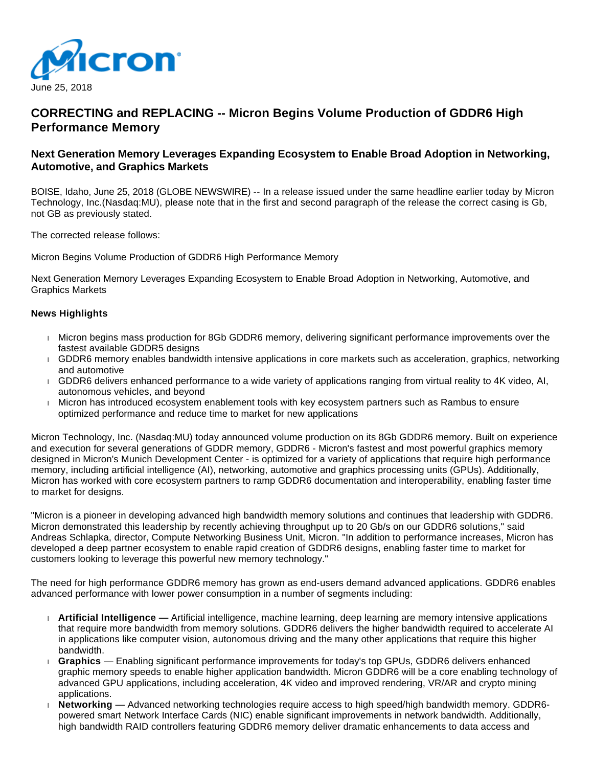June 25, 2018

# CORRECTING and REPLACING -- Micron Begins Volume Production of GDDR6 High Performance Memory

## Next Generation Memory Leverages Expanding Ecosystem to Enable Broad Adoption in Networking, Automotive, and Graphics Markets

BOISE, Idaho, June 25, 2018 (GLOBE NEWSWIRE) -- In a release issued under the same headline earlier today by Micron Technology, Inc.(Nasdaq:MU), please note that in the first and second paragraph of the release the correct casing is Gb, not GB as previously stated.

The corrected release follows:

Micron Begins Volume Production of GDDR6 High Performance Memory

Next Generation Memory Leverages Expanding Ecosystem to Enable Broad Adoption in Networking, Automotive, and Graphics Markets

**News Highlights**

- Micron begins mass production for 8Gb GDDR6 memory, delivering significant performance improvements over the fastest available GDDR5 designs
- GDDR6 memory enables bandwidth intensive applications in core markets such as acceleration, graphics, networking and automotive
- GDDR6 delivers enhanced performance to a wide variety of applications ranging from virtual reality to 4K video, AI, autonomous vehicles, and beyond
- Micron has introduced ecosystem enablement tools with key ecosystem partners such as Rambus to ensure optimized performance and reduce time to market for new applications

Micron Technology, Inc. (Nasdaq:MU) today announced volume production on its 8Gb GDDR6 memory. Built on experience and execution for several generations of GDDR memory, GDDR6 - Micron's fastest and most powerful graphics memory designed in Micron's Munich Development Center - is optimized for a variety of applications that require high performance memory, including artificial intelligence (AI), networking, automotive and graphics processing units (GPUs). Additionally, Micron has worked with core ecosystem partners to ramp GDDR6 documentation and interoperability, enabling faster time to market for designs.

"Micron is a pioneer in developing advanced high bandwidth memory solutions and continues that leadership with GDDR6. Micron demonstrated this leadership by recently achieving throughput up to 20 Gb/s on our GDDR6 solutions," said Andreas Schlapka, director, Compute Networking Business Unit, Micron. "In addition to performance increases, Micron has developed a deep partner ecosystem to enable rapid creation of GDDR6 designs, enabling faster time to market for customers looking to leverage this powerful new memory technology."

The need for high performance GDDR6 memory has grown as end-users demand advanced applications. GDDR6 enables advanced performance with lower power consumption in a number of segments including:

- **Artificial Intelligence —** Artificial intelligence, machine learning, deep learning are memory intensive applications that require more bandwidth from memory solutions. GDDR6 delivers the higher bandwidth required to accelerate AI in applications like computer vision, autonomous driving and the many other applications that require this higher bandwidth.
- **Graphics** — Enabling significant performance improvements for today's top GPUs, GDDR6 delivers enhanced graphic memory speeds to enable higher application bandwidth. Micron GDDR6 will be a core enabling technology of advanced GPU applications, including acceleration, 4K video and improved rendering, VR/AR and crypto mining applications.
- **Networking** — Advanced networking technologies require access to high speed/high bandwidth memory. GDDR6-powered smart Network Interface Cards (NIC) enable significant improvements in network bandwidth. Additionally, high bandwidth RAID controllers featuring GDDR6 memory deliver dramatic enhancements to data access and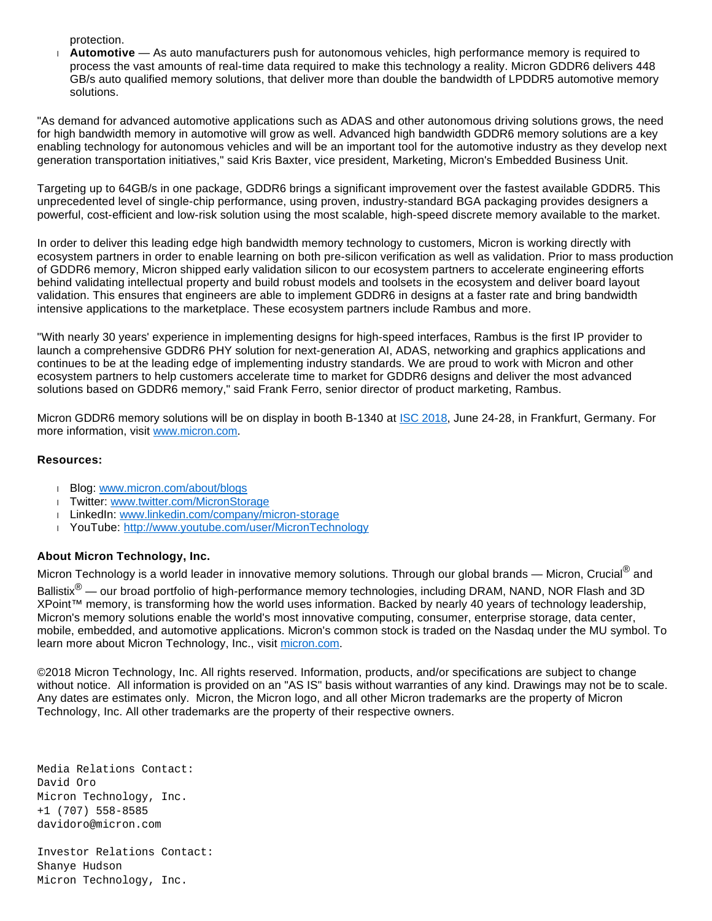protection.

- **Automotive** — As auto manufacturers push for autonomous vehicles, high performance memory is required to process the vast amounts of real-time data required to make this technology a reality. Micron GDDR6 delivers 448 GB/s auto qualified memory solutions, that deliver more than double the bandwidth of LPDDR5 automotive memory solutions.

"As demand for advanced automotive applications such as ADAS and other autonomous driving solutions grows, the need for high bandwidth memory in automotive will grow as well. Advanced high bandwidth GDDR6 memory solutions are a key enabling technology for autonomous vehicles and will be an important tool for the automotive industry as they develop next generation transportation initiatives," said Kris Baxter, vice president, Marketing, Micron's Embedded Business Unit.

Targeting up to 64GB/s in one package, GDDR6 brings a significant improvement over the fastest available GDDR5. This unprecedented level of single-chip performance, using proven, industry-standard BGA packaging provides designers a powerful, cost-efficient and low-risk solution using the most scalable, high-speed discrete memory available to the market.

In order to deliver this leading edge high bandwidth memory technology to customers, Micron is working directly with ecosystem partners in order to enable learning on both pre-silicon verification as well as validation. Prior to mass production of GDDR6 memory, Micron shipped early validation silicon to our ecosystem partners to accelerate engineering efforts behind validating intellectual property and build robust models and toolsets in the ecosystem and deliver board layout validation. This ensures that engineers are able to implement GDDR6 in designs at a faster rate and bring bandwidth intensive applications to the marketplace. These ecosystem partners include Rambus and more.

"With nearly 30 years' experience in implementing designs for high-speed interfaces, Rambus is the first IP provider to launch a comprehensive GDDR6 PHY solution for next-generation AI, ADAS, networking and graphics applications and continues to be at the leading edge of implementing industry standards. We are proud to work with Micron and other ecosystem partners to help customers accelerate time to market for GDDR6 designs and deliver the most advanced solutions based on GDDR6 memory," said Frank Ferro, senior director of product marketing, Rambus.

Micron GDDR6 memory solutions will be on display in booth B-1340 at [ISC 2018](), June 24-28, in Frankfurt, Germany. For more information, visit [www.micron.com]().

**Resources:**

- Blog: [www.micron.com/about/blogs]()
- Twitter: [www.twitter.com/MicronStorage]()
- LinkedIn: [www.linkedin.com/company/micron-storage]()
- YouTube: [http://www.youtube.com/user/MicronTechnology]()

**About Micron Technology, Inc.**

Micron Technology is a world leader in innovative memory solutions. Through our global brands — Micron, Crucial® and Ballistix® — our broad portfolio of high-performance memory technologies, including DRAM, NAND, NOR Flash and 3D XPoint™ memory, is transforming how the world uses information. Backed by nearly 40 years of technology leadership, Micron's memory solutions enable the world's most innovative computing, consumer, enterprise storage, data center, mobile, embedded, and automotive applications. Micron's common stock is traded on the Nasdaq under the MU symbol. To learn more about Micron Technology, Inc., visit [micron.com]().

©2018 Micron Technology, Inc. All rights reserved. Information, products, and/or specifications are subject to change without notice. All information is provided on an "AS IS" basis without warranties of any kind. Drawings may not be to scale. Any dates are estimates only. Micron, the Micron logo, and all other Micron trademarks are the property of Micron Technology, Inc. All other trademarks are the property of their respective owners.

```
Media Relations Contact:
David Oro
Micron Technology, Inc.
+1 (707) 558-8585
davidoro@micron.com

Investor Relations Contact:
Shanye Hudson
Micron Technology, Inc.
```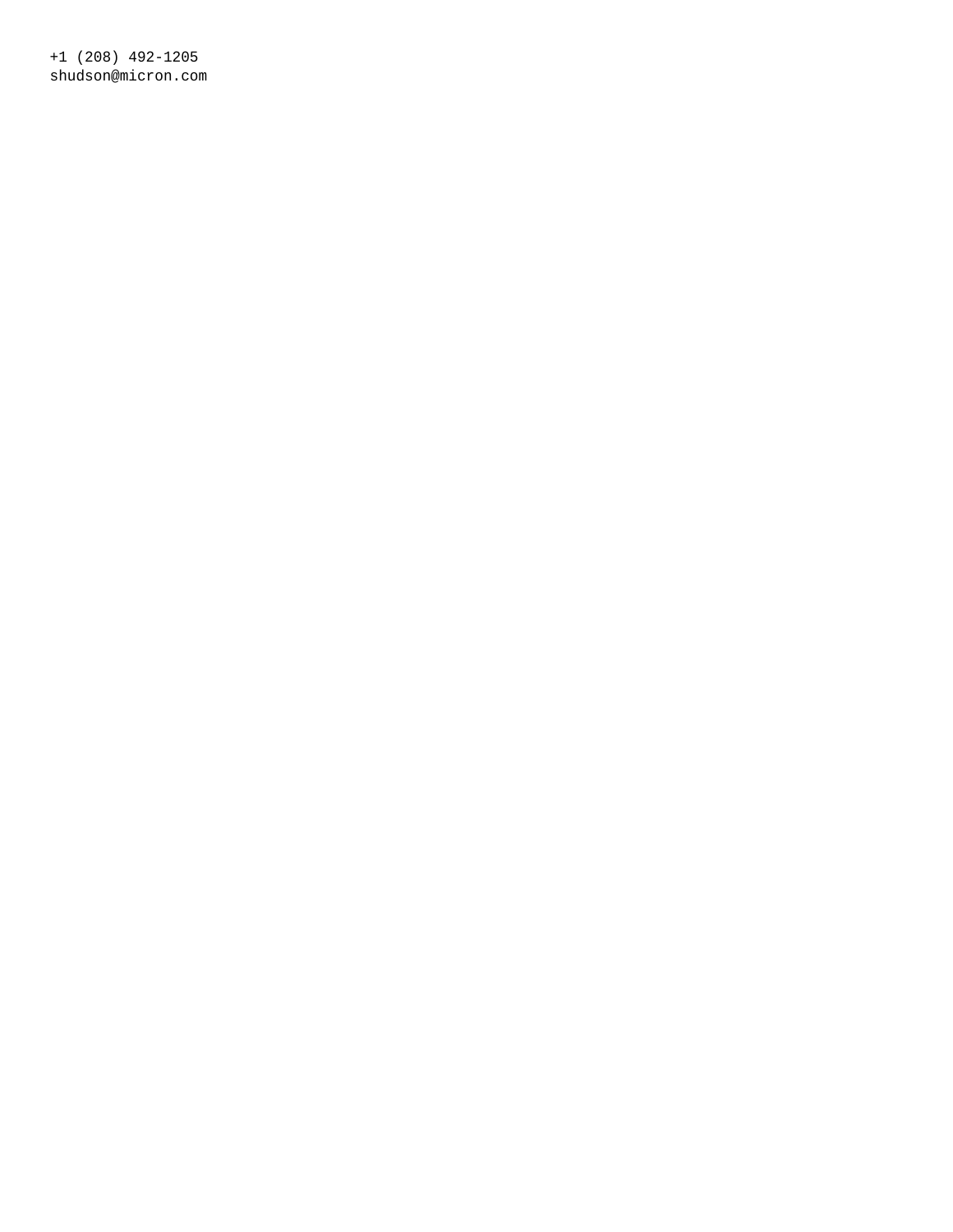+1 (208) 492-1205
shudson@micron.com